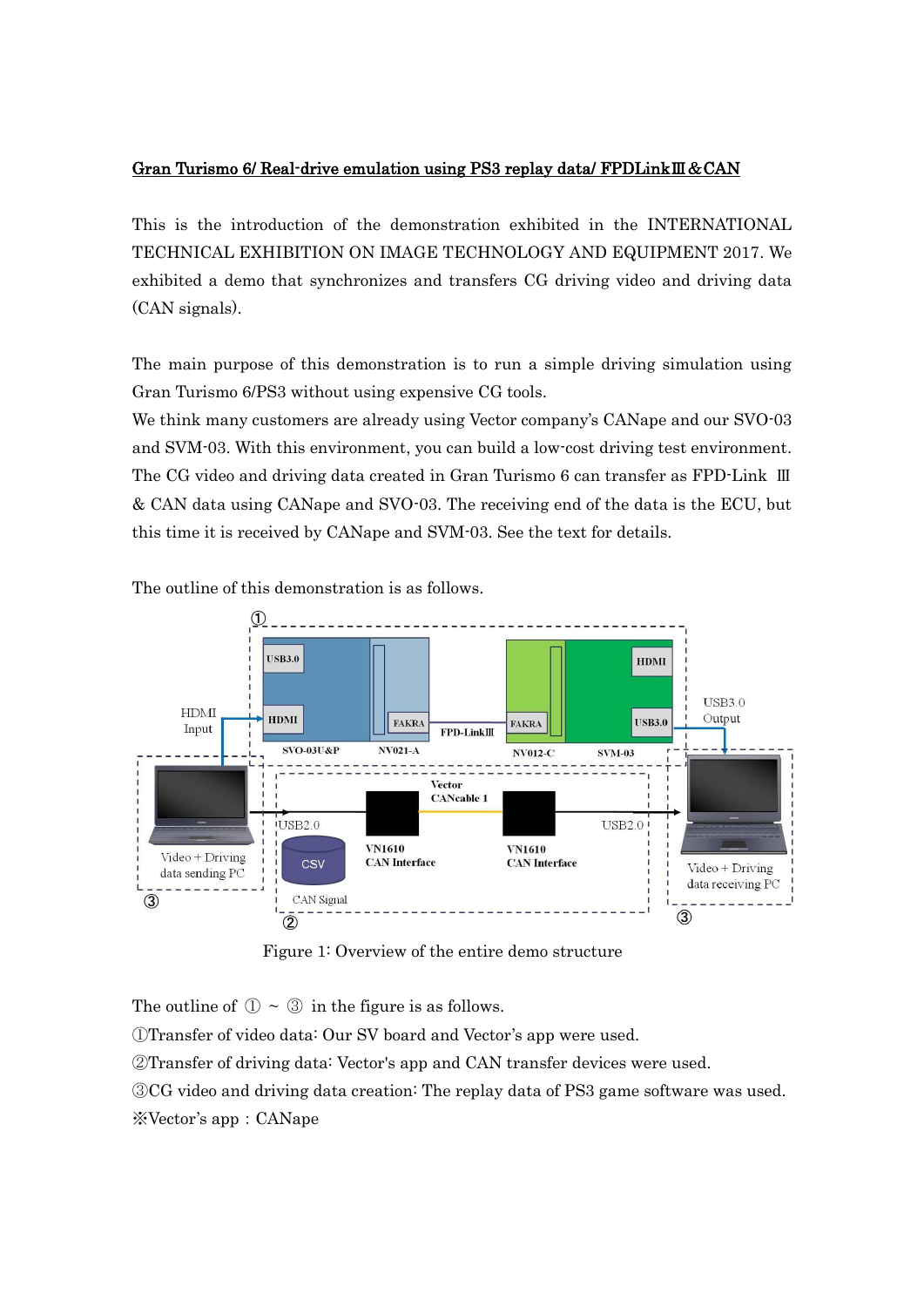# Gran Turismo 6/ Real-drive emulation using PS3 replay data/ FPDLinkⅢ&CAN

This is the introduction of the demonstration exhibited in the INTERNATIONAL TECHNICAL EXHIBITION ON IMAGE TECHNOLOGY AND EQUIPMENT 2017. We exhibited a demo that synchronizes and transfers CG driving video and driving data (CAN signals).

The main purpose of this demonstration is to run a simple driving simulation using Gran Turismo 6/PS3 without using expensive CG tools.
We think many customers are already using Vector company's CANape and our SVO-03 and SVM-03. With this environment, you can build a low-cost driving test environment. The CG video and driving data created in Gran Turismo 6 can transfer as FPD-Link Ⅲ & CAN data using CANape and SVO-03. The receiving end of the data is the ECU, but this time it is received by CANape and SVM-03. See the text for details.

The outline of this demonstration is as follows.

①
USB3.0
HDMI
HDMI Input
SVO-03U&P
FAKRA
NV021-A
FPD-LinkⅢ
FAKRA
NV012-C
HDMI
USB3.0
SVM-03
USB3.0 Output
Vector CANcable 1
USB2.0
VN1610 CAN Interface
VN1610 CAN Interface
USB2.0
CSV
CAN Signal
②
Video + Driving data sending PC
③
Video + Driving data receiving PC
③

Figure 1: Overview of the entire demo structure

The outline of ① ~ ③ in the figure is as follows.
①Transfer of video data: Our SV board and Vector's app were used.
②Transfer of driving data: Vector's app and CAN transfer devices were used.
③CG video and driving data creation: The replay data of PS3 game software was used.
※Vector's app：CANape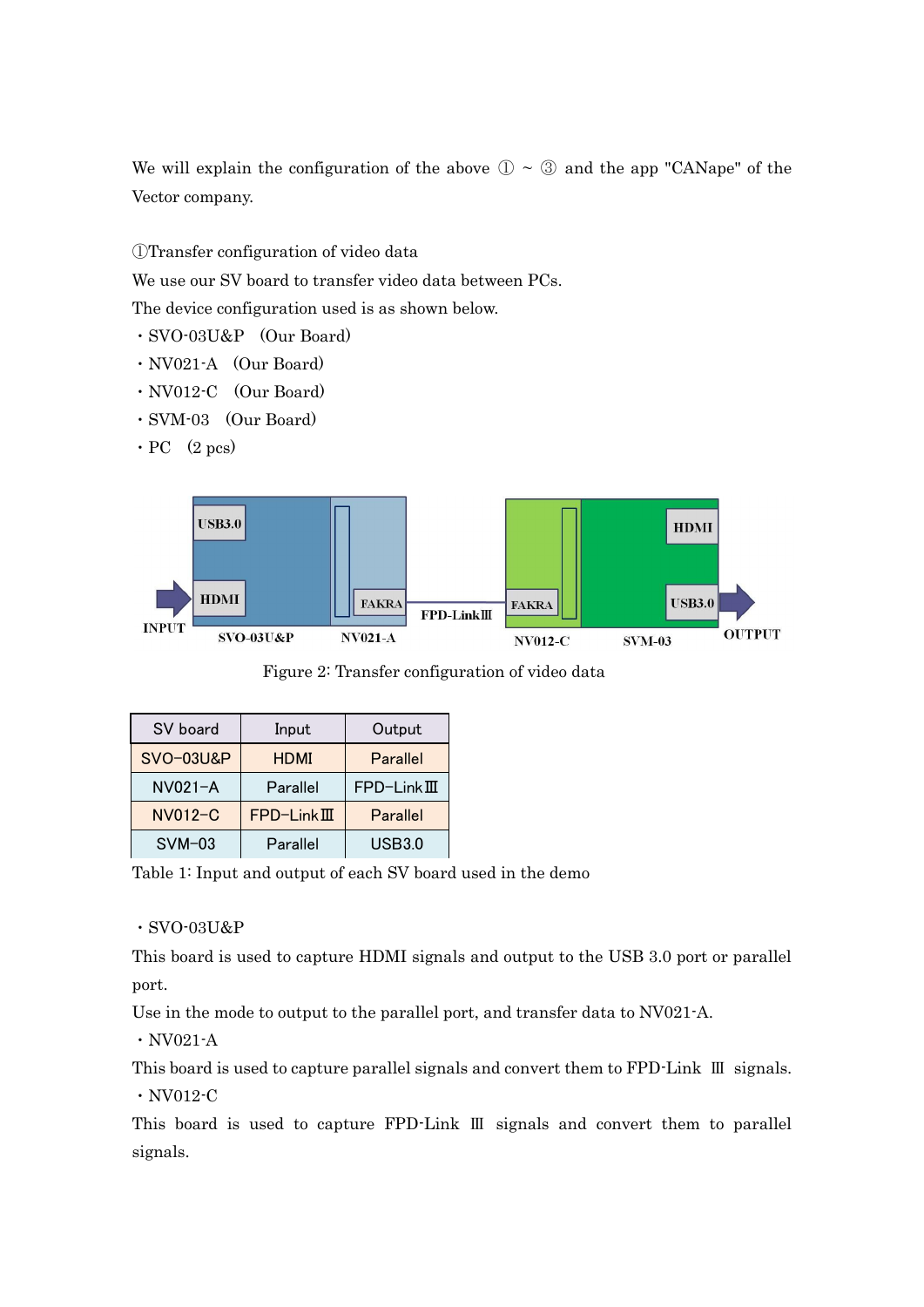We will explain the configuration of the above ① ~ ③ and the app "CANape" of the Vector company.

①Transfer configuration of video data

We use our SV board to transfer video data between PCs.

The device configuration used is as shown below.

- SVO-03U&P　(Our Board)
- NV021-A　(Our Board)
- NV012-C　(Our Board)
- SVM-03　(Our Board)
- PC　(2 pcs)

USB3.0
HDMI
INPUT
SVO-03U&P
FAKRA
NV021-A
FPD-LinkⅢ
FAKRA
NV012-C
HDMI
USB3.0
SVM-03
OUTPUT

Figure 2: Transfer configuration of video data

| SV board | Input | Output |
|---|---|---|
| SVO-03U&P | HDMI | Parallel |
| NV021-A | Parallel | FPD-LinkⅢ |
| NV012-C | FPD-LinkⅢ | Parallel |
| SVM-03 | Parallel | USB3.0 |

Table 1: Input and output of each SV board used in the demo

- SVO-03U&P

This board is used to capture HDMI signals and output to the USB 3.0 port or parallel port.

Use in the mode to output to the parallel port, and transfer data to NV021-A.

- NV021-A

This board is used to capture parallel signals and convert them to FPD-Link Ⅲ signals.

- NV012-C

This board is used to capture FPD-Link Ⅲ signals and convert them to parallel signals.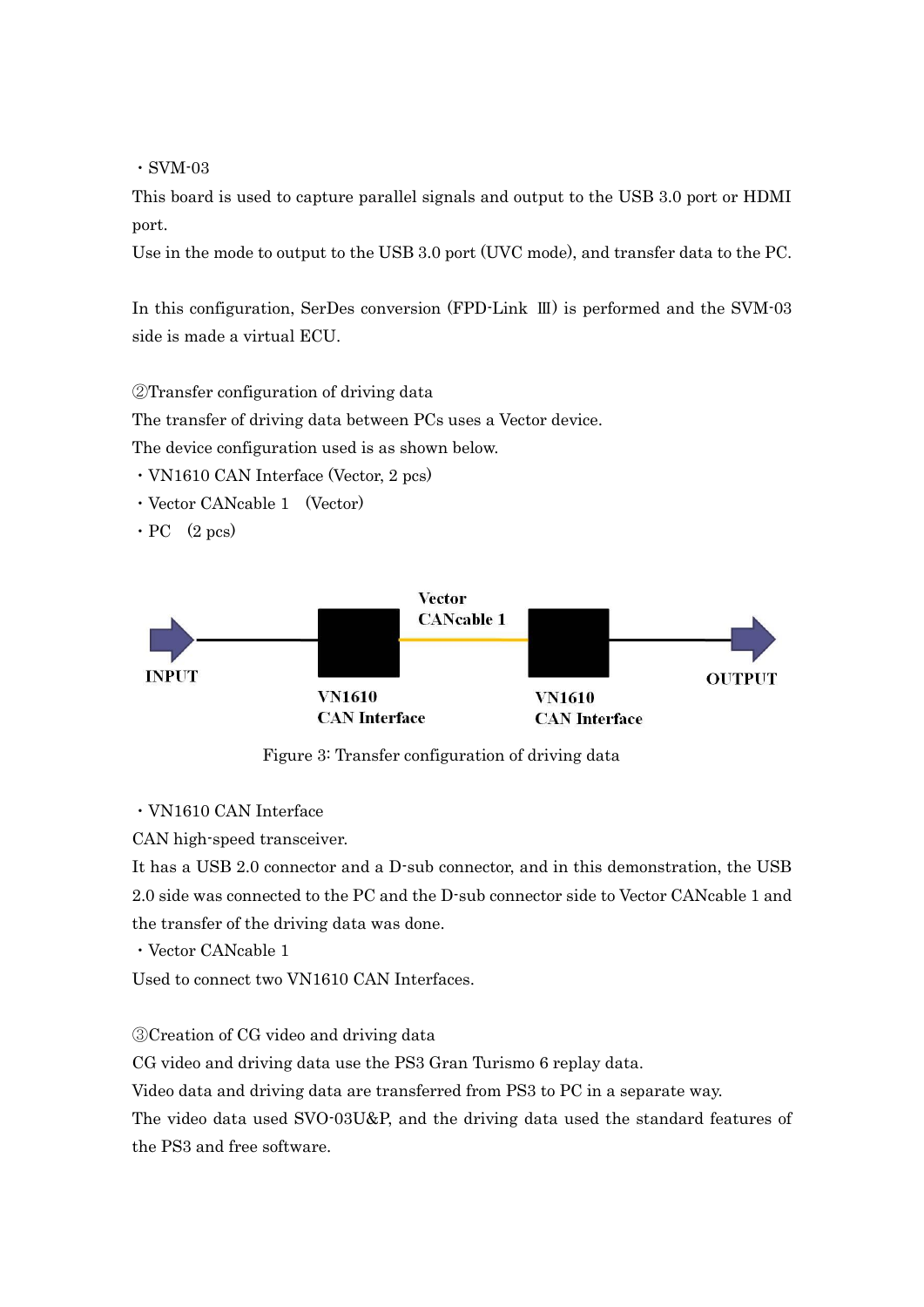・SVM-03

This board is used to capture parallel signals and output to the USB 3.0 port or HDMI port.

Use in the mode to output to the USB 3.0 port (UVC mode), and transfer data to the PC.

In this configuration, SerDes conversion (FPD-Link Ⅲ) is performed and the SVM-03 side is made a virtual ECU.

②Transfer configuration of driving data

The transfer of driving data between PCs uses a Vector device.

The device configuration used is as shown below.

・VN1610 CAN Interface (Vector, 2 pcs)

・Vector CANcable 1 (Vector)

・PC (2 pcs)

INPUT

VN1610
CAN Interface

Vector
CANcable 1

VN1610
CAN Interface

OUTPUT

Figure 3: Transfer configuration of driving data

・VN1610 CAN Interface

CAN high-speed transceiver.

It has a USB 2.0 connector and a D-sub connector, and in this demonstration, the USB 2.0 side was connected to the PC and the D-sub connector side to Vector CANcable 1 and the transfer of the driving data was done.

・Vector CANcable 1

Used to connect two VN1610 CAN Interfaces.

③Creation of CG video and driving data

CG video and driving data use the PS3 Gran Turismo 6 replay data.

Video data and driving data are transferred from PS3 to PC in a separate way.

The video data used SVO-03U&P, and the driving data used the standard features of the PS3 and free software.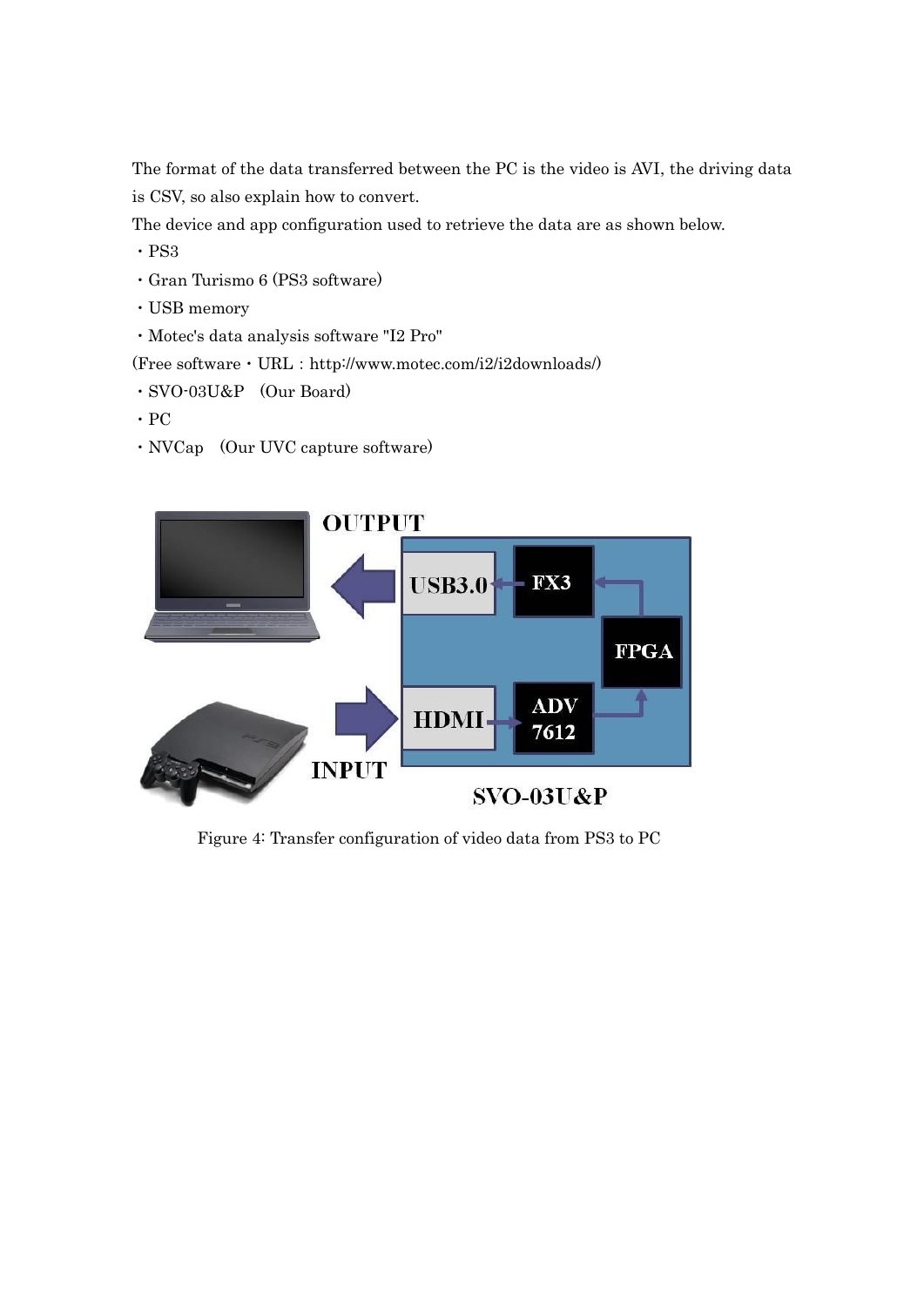The format of the data transferred between the PC is the video is AVI, the driving data is CSV, so also explain how to convert.

The device and app configuration used to retrieve the data are as shown below.

・PS3

・Gran Turismo 6 (PS3 software)

・USB memory

・Motec's data analysis software "I2 Pro"

(Free software・URL：http://www.motec.com/i2/i2downloads/)

・SVO-03U&P　(Our Board)

・PC

・NVCap　(Our UVC capture software)

OUTPUT

USB3.0

FX3

FPGA

HDMI

ADV 7612

INPUT

SVO-03U&P

Figure 4: Transfer configuration of video data from PS3 to PC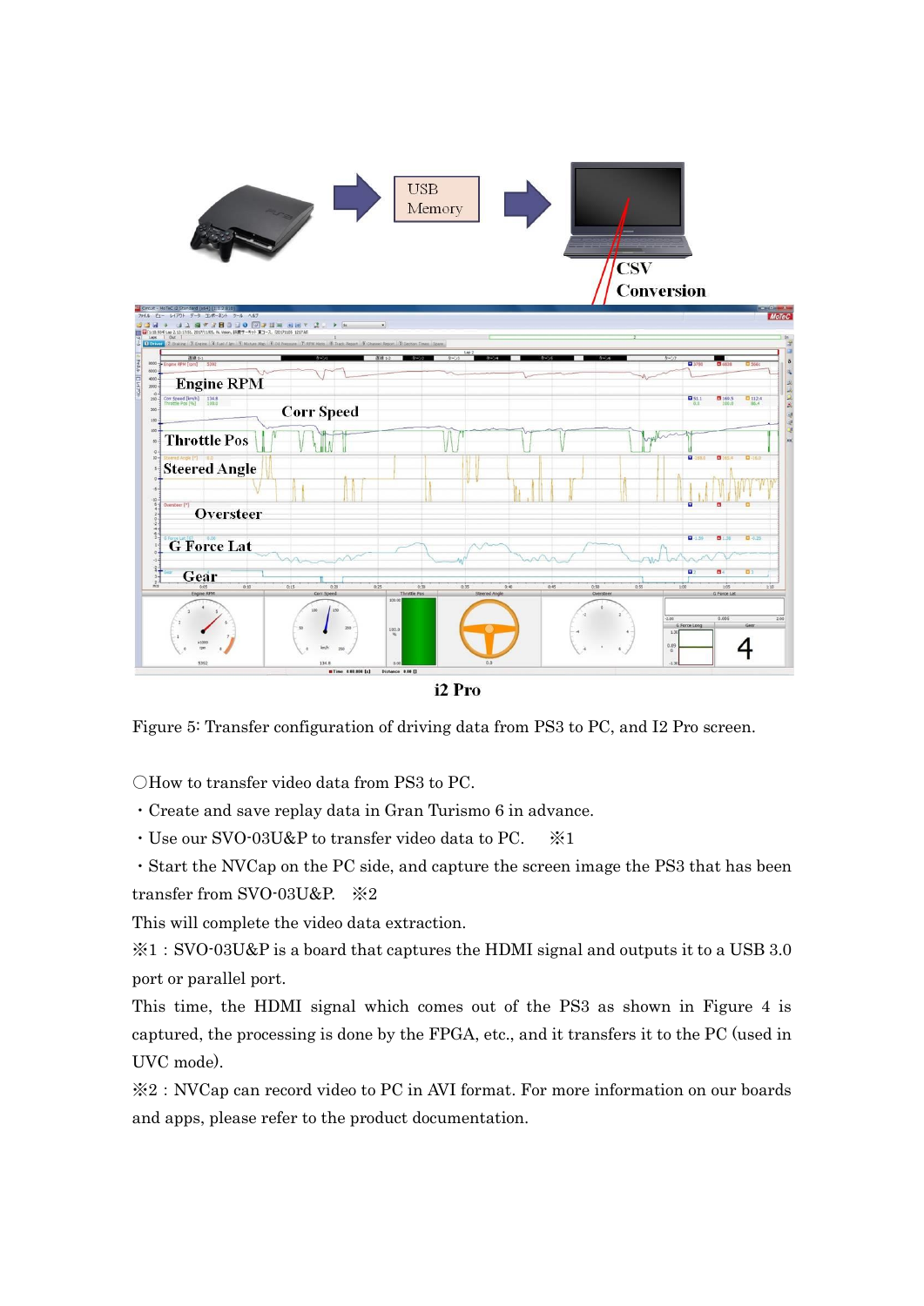USB Memory

CSV Conversion

Engine RPM

Corr Speed

Throttle Pos

Steered Angle

Oversteer

G Force Lat

Gear

i2 Pro

Figure 5: Transfer configuration of driving data from PS3 to PC, and I2 Pro screen.

○How to transfer video data from PS3 to PC.

・Create and save replay data in Gran Turismo 6 in advance.

・Use our SVO-03U&P to transfer video data to PC. ※1

・Start the NVCap on the PC side, and capture the screen image the PS3 that has been transfer from SVO-03U&P. ※2

This will complete the video data extraction.

※1 : SVO-03U&P is a board that captures the HDMI signal and outputs it to a USB 3.0 port or parallel port.

This time, the HDMI signal which comes out of the PS3 as shown in Figure 4 is captured, the processing is done by the FPGA, etc., and it transfers it to the PC (used in UVC mode).

※2 : NVCap can record video to PC in AVI format. For more information on our boards and apps, please refer to the product documentation.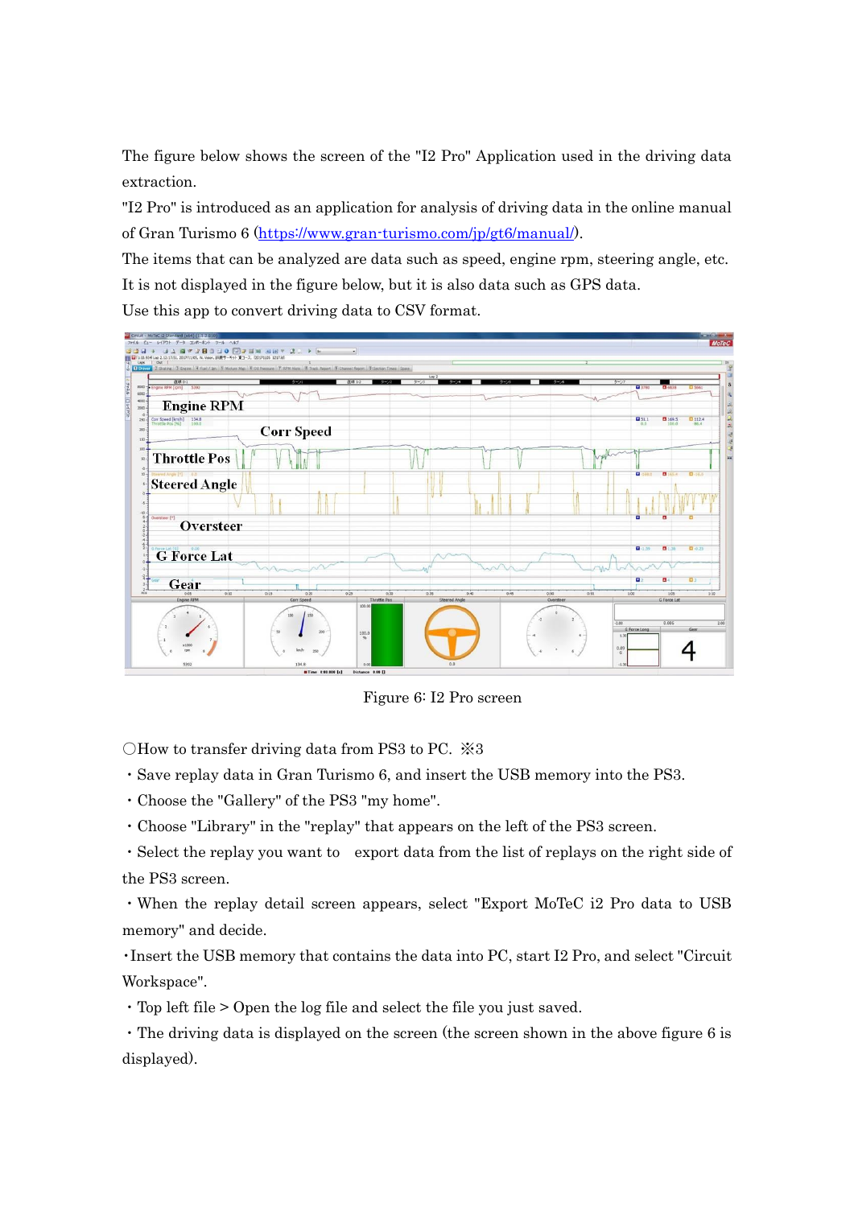The figure below shows the screen of the "I2 Pro" Application used in the driving data extraction.

"I2 Pro" is introduced as an application for analysis of driving data in the online manual of Gran Turismo 6 (https://www.gran-turismo.com/jp/gt6/manual/).

The items that can be analyzed are data such as speed, engine rpm, steering angle, etc. It is not displayed in the figure below, but it is also data such as GPS data.

Use this app to convert driving data to CSV format.

Engine RPM

Corr Speed

Throttle Pos

Steered Angle

Oversteer

G Force Lat

Gear

4

Figure 6: I2 Pro screen

〇How to transfer driving data from PS3 to PC. ※3

・Save replay data in Gran Turismo 6, and insert the USB memory into the PS3.

・Choose the "Gallery" of the PS3 "my home".

・Choose "Library" in the "replay" that appears on the left of the PS3 screen.

・Select the replay you want to export data from the list of replays on the right side of the PS3 screen.

・When the replay detail screen appears, select "Export MoTeC i2 Pro data to USB memory" and decide.

・Insert the USB memory that contains the data into PC, start I2 Pro, and select "Circuit Workspace".

・Top left file > Open the log file and select the file you just saved.

・The driving data is displayed on the screen (the screen shown in the above figure 6 is displayed).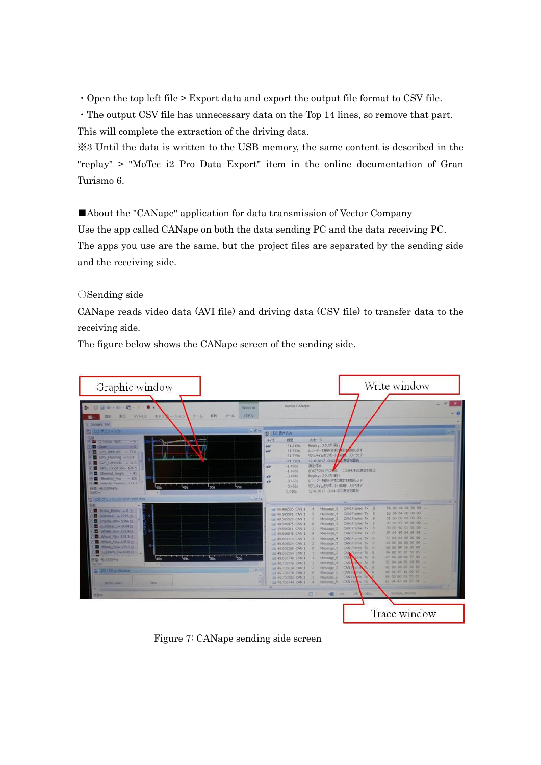・Open the top left file > Export data and export the output file format to CSV file.

・The output CSV file has unnecessary data on the Top 14 lines, so remove that part.

This will complete the extraction of the driving data.

※3 Until the data is written to the USB memory, the same content is described in the "replay" > "MoTec i2 Pro Data Export" item in the online documentation of Gran Turismo 6.

■About the "CANape" application for data transmission of Vector Company

Use the app called CANape on both the data sending PC and the data receiving PC. The apps you use are the same, but the project files are separated by the sending side and the receiving side.

〇Sending side

CANape reads video data (AVI file) and driving data (CSV file) to transfer data to the receiving side.

The figure below shows the CANape screen of the sending side.

Graphic window

Write window

Trace window

Figure 7: CANape sending side screen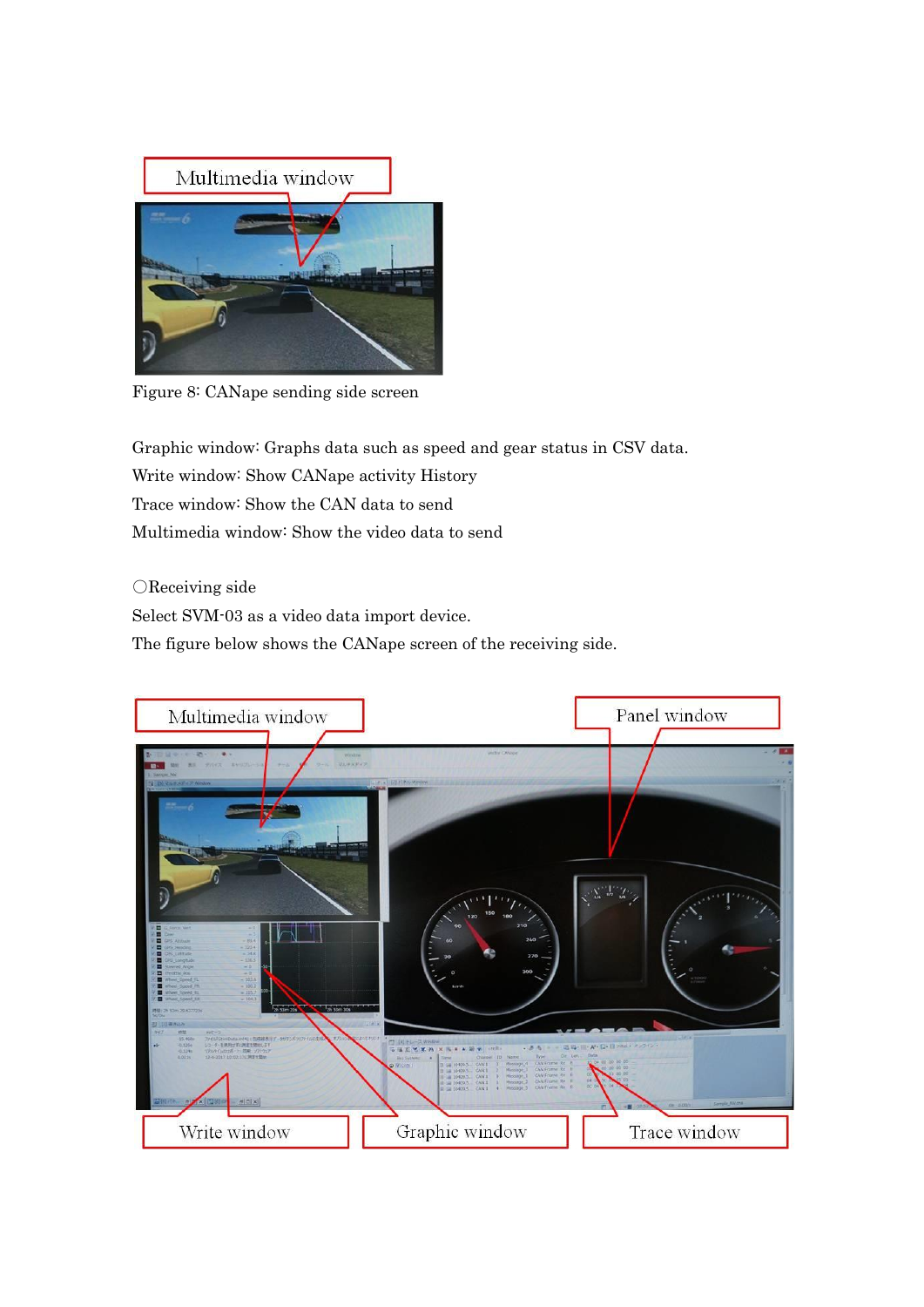Figure 8: CANape sending side screen

Graphic window: Graphs data such as speed and gear status in CSV data.

Write window: Show CANape activity History

Trace window: Show the CAN data to send

Multimedia window: Show the video data to send

○Receiving side

Select SVM-03 as a video data import device.

The figure below shows the CANape screen of the receiving side.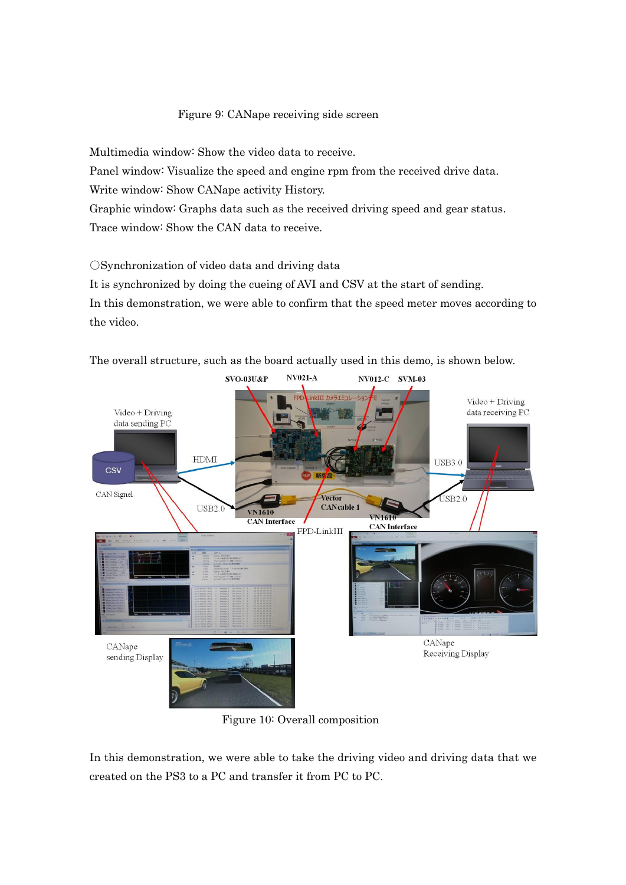Figure 9: CANape receiving side screen

Multimedia window: Show the video data to receive.
Panel window: Visualize the speed and engine rpm from the received drive data.
Write window: Show CANape activity History.
Graphic window: Graphs data such as the received driving speed and gear status.
Trace window: Show the CAN data to receive.

○Synchronization of video data and driving data
It is synchronized by doing the cueing of AVI and CSV at the start of sending.
In this demonstration, we were able to confirm that the speed meter moves according to the video.

The overall structure, such as the board actually used in this demo, is shown below.

SVO-03U&P
NV021-A
NV012-C
SVM-03
Video + Driving data sending PC
CSV
CAN Signel
HDMI
USB2.0
VN1610 CAN Interface
Vector CANcable 1
VN1610 CAN Interface
FPD-LinkIII
USB3.0
USB2.0
Video + Driving data receiving PC
CANape sending Display
CANape Receiving Display

Figure 10: Overall composition

In this demonstration, we were able to take the driving video and driving data that we created on the PS3 to a PC and transfer it from PC to PC.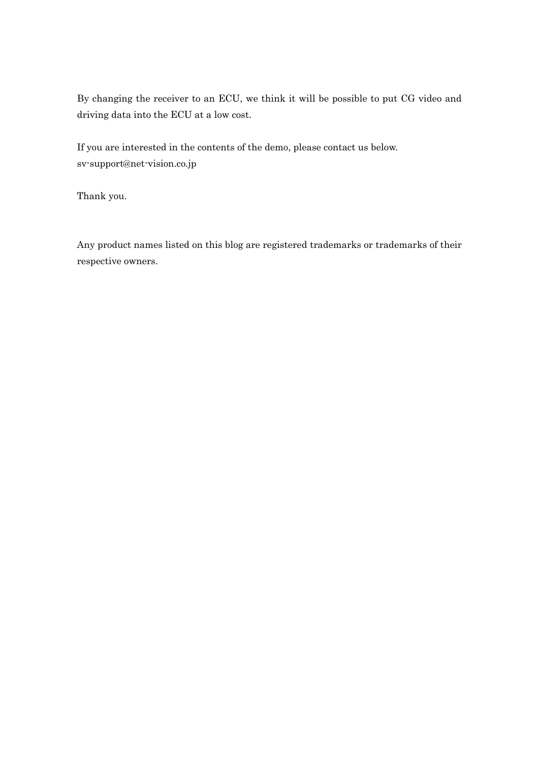By changing the receiver to an ECU, we think it will be possible to put CG video and driving data into the ECU at a low cost.

If you are interested in the contents of the demo, please contact us below.
sv-support@net-vision.co.jp

Thank you.

Any product names listed on this blog are registered trademarks or trademarks of their respective owners.